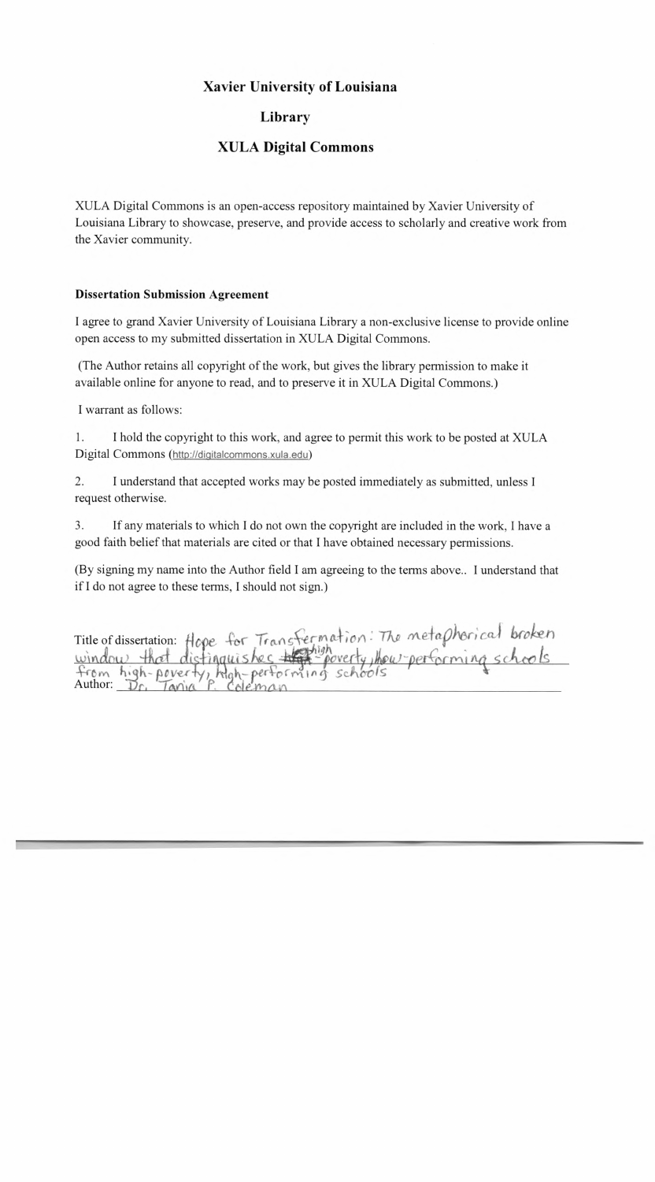# Xavier University of Louisiana

## Library

## XULA Digital Commons

XULA Digital Commons is an open-access repository maintained by Xavier University of Louisiana Library to showcase, preserve, and provide access to scholarly and creative work from the Xavier community.

**Dissertation Submission Agreement**

I agree to grand Xavier University of Louisiana Library a non-exclusive license to provide online open access to my submitted dissertation in XULA Digital Commons.

(The Author retains all copyright of the work, but gives the library permission to make it available online for anyone to read, and to preserve it in XULA Digital Commons.)

I warrant as follows:

1. I hold the copyright to this work, and agree to permit this work to be posted at XULA Digital Commons (http://digitalcommons.xula.edu)

2. I understand that accepted works may be posted immediately as submitted, unless I request otherwise.

3. If any materials to which I do not own the copyright are included in the work, I have a good faith belief that materials are cited or that I have obtained necessary permissions.

(By signing my name into the Author field I am agreeing to the terms above.. I understand that if I do not agree to these terms, I should not sign.)

Title of dissertation: Hope for Transformation: The metaphorical broken window that distinguishes high-poverty, low-performing schools from high-poverty, high-performing schools

Author: Dr. Tania P. Coleman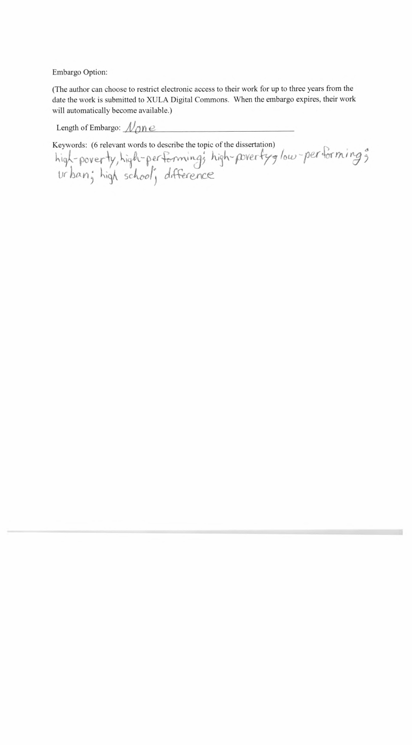Embargo Option:

(The author can choose to restrict electronic access to their work for up to three years from the date the work is submitted to XULA Digital Commons. When the embargo expires, their work will automatically become available.)

Length of Embargo: None

Keywords: (6 relevant words to describe the topic of the dissertation)

high-poverty, high-performing; high-poverty, low-performing; urban; high school; difference